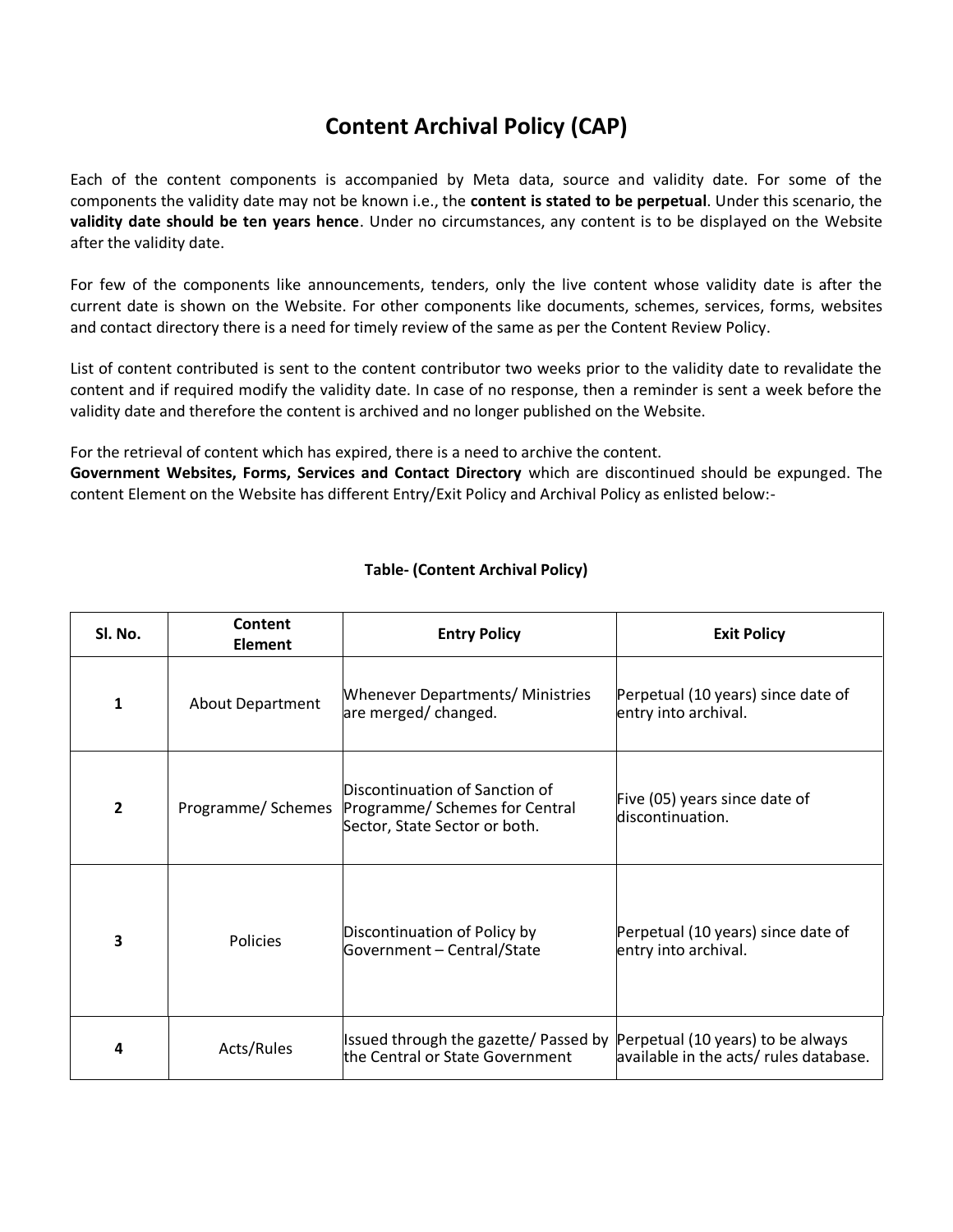# Content Archival Policy (CAP)

Each of the content components is accompanied by Meta data, source and validity date. For some of the components the validity date may not be known i.e., the **content is stated to be perpetual**. Under this scenario, the **validity date should be ten years hence**. Under no circumstances, any content is to be displayed on the Website after the validity date.

For few of the components like announcements, tenders, only the live content whose validity date is after the current date is shown on the Website. For other components like documents, schemes, services, forms, websites and contact directory there is a need for timely review of the same as per the Content Review Policy.

List of content contributed is sent to the content contributor two weeks prior to the validity date to revalidate the content and if required modify the validity date. In case of no response, then a reminder is sent a week before the validity date and therefore the content is archived and no longer published on the Website.

For the retrieval of content which has expired, there is a need to archive the content.
**Government Websites, Forms, Services and Contact Directory** which are discontinued should be expunged. The content Element on the Website has different Entry/Exit Policy and Archival Policy as enlisted below:-

**Table- (Content Archival Policy)**

| Sl. No. | Content Element | Entry Policy | Exit Policy |
|---|---|---|---|
| 1 | About Department | Whenever Departments/ Ministries are merged/ changed. | Perpetual (10 years) since date of entry into archival. |
| 2 | Programme/ Schemes | Discontinuation of Sanction of Programme/ Schemes for Central Sector, State Sector or both. | Five (05) years since date of discontinuation. |
| 3 | Policies | Discontinuation of Policy by Government – Central/State | Perpetual (10 years) since date of entry into archival. |
| 4 | Acts/Rules | Issued through the gazette/ Passed by the Central or State Government | Perpetual (10 years) to be always available in the acts/ rules database. |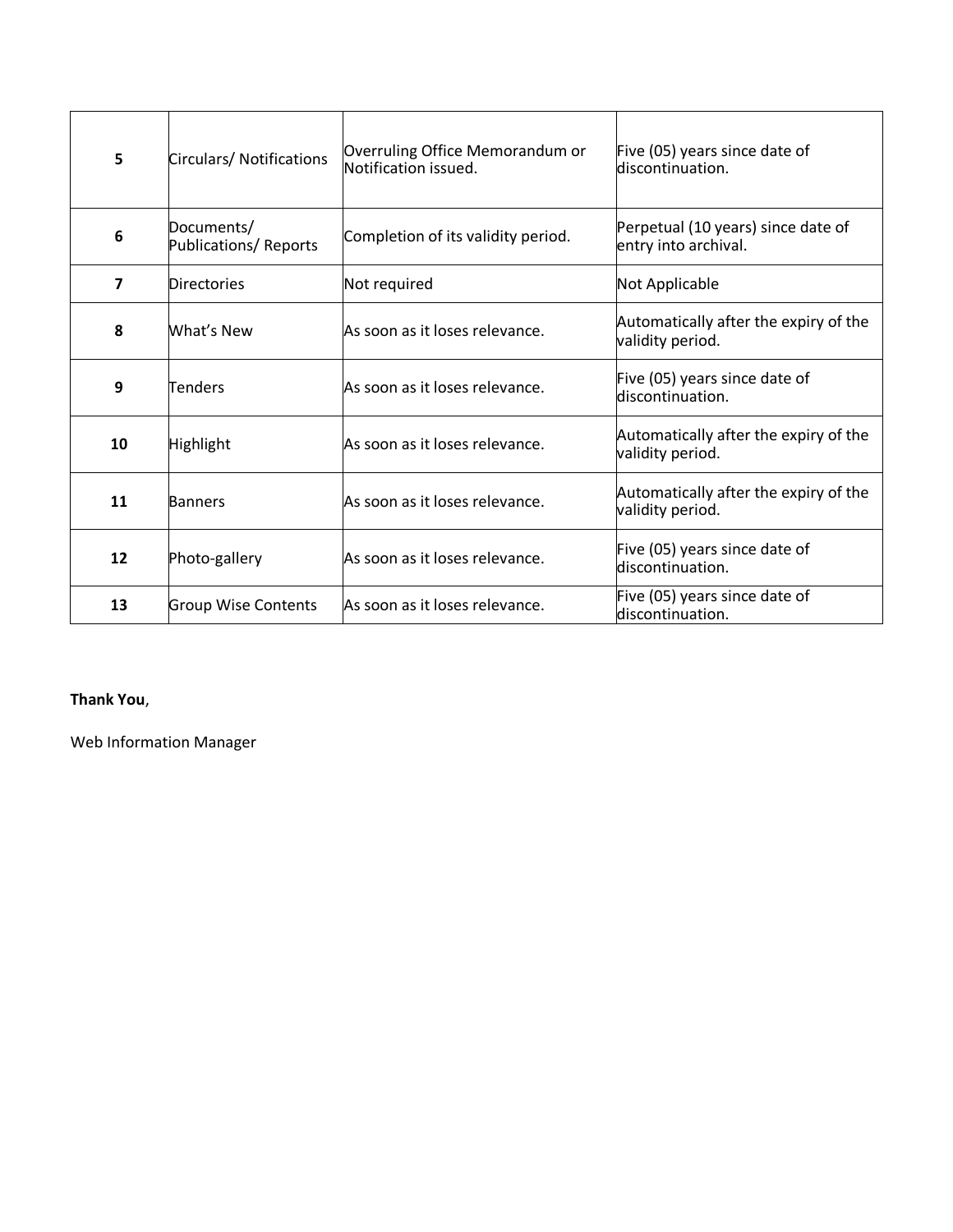| | | | |
|---|---|---|---|
| **5** | Circulars/ Notifications | Overruling Office Memorandum or Notification issued. | Five (05) years since date of discontinuation. |
| **6** | Documents/ Publications/ Reports | Completion of its validity period. | Perpetual (10 years) since date of entry into archival. |
| **7** | Directories | Not required | Not Applicable |
| **8** | What's New | As soon as it loses relevance. | Automatically after the expiry of the validity period. |
| **9** | Tenders | As soon as it loses relevance. | Five (05) years since date of discontinuation. |
| **10** | Highlight | As soon as it loses relevance. | Automatically after the expiry of the validity period. |
| **11** | Banners | As soon as it loses relevance. | Automatically after the expiry of the validity period. |
| **12** | Photo-gallery | As soon as it loses relevance. | Five (05) years since date of discontinuation. |
| **13** | Group Wise Contents | As soon as it loses relevance. | Five (05) years since date of discontinuation. |

**Thank You**,

Web Information Manager